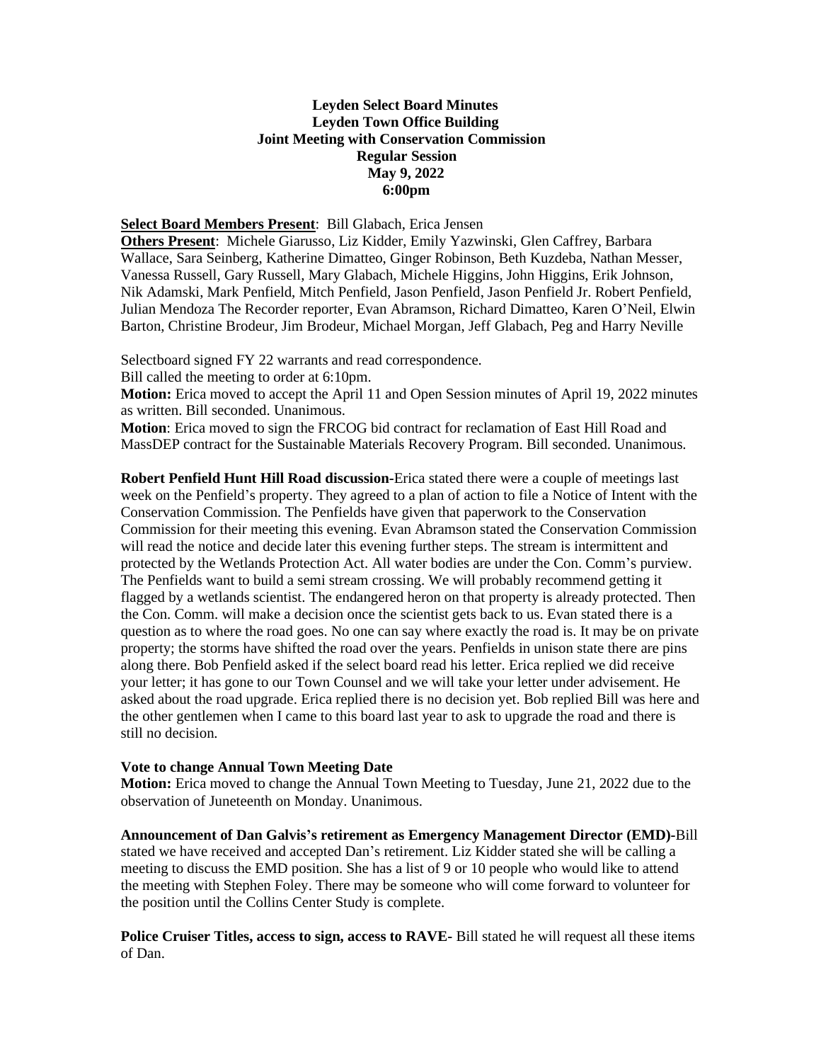**Leyden Select Board Minutes**
**Leyden Town Office Building**
**Joint Meeting with Conservation Commission**
**Regular Session**
**May 9, 2022**
**6:00pm**

**Select Board Members Present**: Bill Glabach, Erica Jensen
**Others Present**: Michele Giarusso, Liz Kidder, Emily Yazwinski, Glen Caffrey, Barbara Wallace, Sara Seinberg, Katherine Dimatteo, Ginger Robinson, Beth Kuzdeba, Nathan Messer, Vanessa Russell, Gary Russell, Mary Glabach, Michele Higgins, John Higgins, Erik Johnson, Nik Adamski, Mark Penfield, Mitch Penfield, Jason Penfield, Jason Penfield Jr. Robert Penfield, Julian Mendoza The Recorder reporter, Evan Abramson, Richard Dimatteo, Karen O'Neil, Elwin Barton, Christine Brodeur, Jim Brodeur, Michael Morgan, Jeff Glabach, Peg and Harry Neville

Selectboard signed FY 22 warrants and read correspondence.
Bill called the meeting to order at 6:10pm.
**Motion:** Erica moved to accept the April 11 and Open Session minutes of April 19, 2022 minutes as written. Bill seconded. Unanimous.
**Motion**: Erica moved to sign the FRCOG bid contract for reclamation of East Hill Road and MassDEP contract for the Sustainable Materials Recovery Program. Bill seconded. Unanimous.

**Robert Penfield Hunt Hill Road discussion-**Erica stated there were a couple of meetings last week on the Penfield's property. They agreed to a plan of action to file a Notice of Intent with the Conservation Commission. The Penfields have given that paperwork to the Conservation Commission for their meeting this evening. Evan Abramson stated the Conservation Commission will read the notice and decide later this evening further steps. The stream is intermittent and protected by the Wetlands Protection Act. All water bodies are under the Con. Comm's purview. The Penfields want to build a semi stream crossing. We will probably recommend getting it flagged by a wetlands scientist. The endangered heron on that property is already protected. Then the Con. Comm. will make a decision once the scientist gets back to us. Evan stated there is a question as to where the road goes. No one can say where exactly the road is. It may be on private property; the storms have shifted the road over the years. Penfields in unison state there are pins along there. Bob Penfield asked if the select board read his letter. Erica replied we did receive your letter; it has gone to our Town Counsel and we will take your letter under advisement. He asked about the road upgrade. Erica replied there is no decision yet. Bob replied Bill was here and the other gentlemen when I came to this board last year to ask to upgrade the road and there is still no decision.

**Vote to change Annual Town Meeting Date**
**Motion:** Erica moved to change the Annual Town Meeting to Tuesday, June 21, 2022 due to the observation of Juneteenth on Monday. Unanimous.

**Announcement of Dan Galvis's retirement as Emergency Management Director (EMD)-**Bill stated we have received and accepted Dan's retirement. Liz Kidder stated she will be calling a meeting to discuss the EMD position. She has a list of 9 or 10 people who would like to attend the meeting with Stephen Foley. There may be someone who will come forward to volunteer for the position until the Collins Center Study is complete.

**Police Cruiser Titles, access to sign, access to RAVE-** Bill stated he will request all these items of Dan.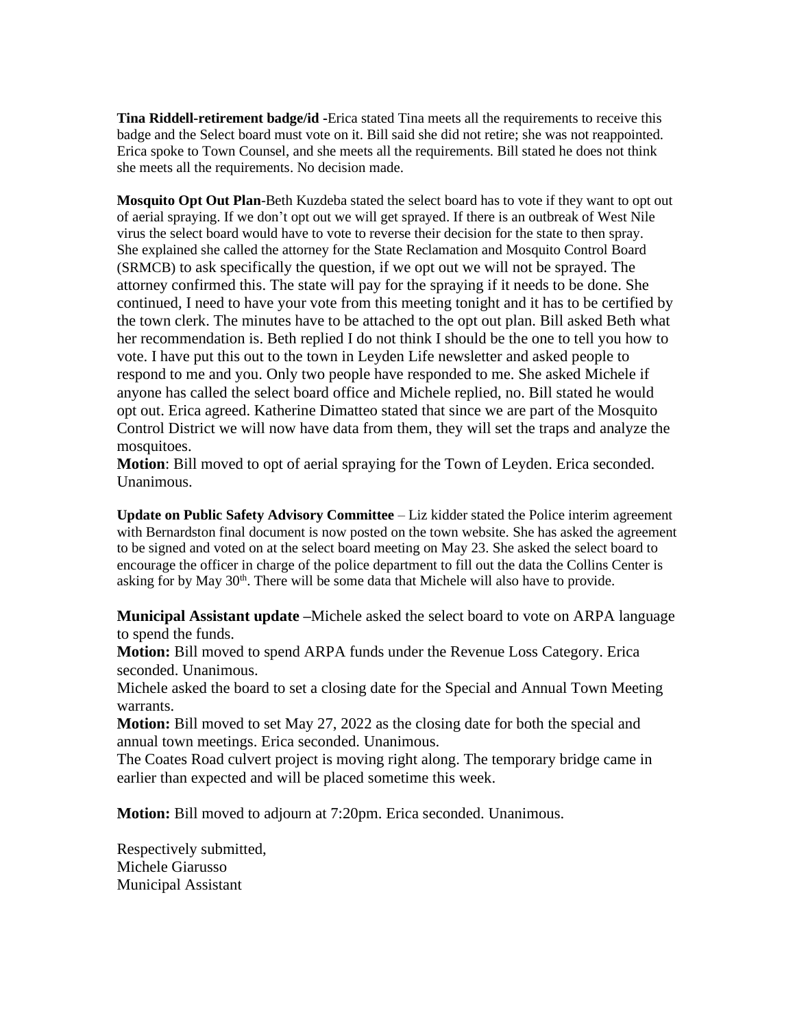**Tina Riddell-retirement badge/id** -Erica stated Tina meets all the requirements to receive this badge and the Select board must vote on it. Bill said she did not retire; she was not reappointed. Erica spoke to Town Counsel, and she meets all the requirements. Bill stated he does not think she meets all the requirements. No decision made.

**Mosquito Opt Out Plan**-Beth Kuzdeba stated the select board has to vote if they want to opt out of aerial spraying. If we don't opt out we will get sprayed. If there is an outbreak of West Nile virus the select board would have to vote to reverse their decision for the state to then spray. She explained she called the attorney for the State Reclamation and Mosquito Control Board (SRMCB) to ask specifically the question, if we opt out we will not be sprayed. The attorney confirmed this. The state will pay for the spraying if it needs to be done. She continued, I need to have your vote from this meeting tonight and it has to be certified by the town clerk. The minutes have to be attached to the opt out plan. Bill asked Beth what her recommendation is. Beth replied I do not think I should be the one to tell you how to vote. I have put this out to the town in Leyden Life newsletter and asked people to respond to me and you. Only two people have responded to me. She asked Michele if anyone has called the select board office and Michele replied, no. Bill stated he would opt out. Erica agreed. Katherine Dimatteo stated that since we are part of the Mosquito Control District we will now have data from them, they will set the traps and analyze the mosquitoes.

**Motion**: Bill moved to opt of aerial spraying for the Town of Leyden. Erica seconded. Unanimous.

**Update on Public Safety Advisory Committee** – Liz kidder stated the Police interim agreement with Bernardston final document is now posted on the town website. She has asked the agreement to be signed and voted on at the select board meeting on May 23. She asked the select board to encourage the officer in charge of the police department to fill out the data the Collins Center is asking for by May 30th. There will be some data that Michele will also have to provide.

**Municipal Assistant update** –Michele asked the select board to vote on ARPA language to spend the funds.

**Motion:** Bill moved to spend ARPA funds under the Revenue Loss Category. Erica seconded. Unanimous.

Michele asked the board to set a closing date for the Special and Annual Town Meeting warrants.

**Motion:** Bill moved to set May 27, 2022 as the closing date for both the special and annual town meetings. Erica seconded. Unanimous.

The Coates Road culvert project is moving right along. The temporary bridge came in earlier than expected and will be placed sometime this week.

**Motion:** Bill moved to adjourn at 7:20pm. Erica seconded. Unanimous.

Respectively submitted,
Michele Giarusso
Municipal Assistant